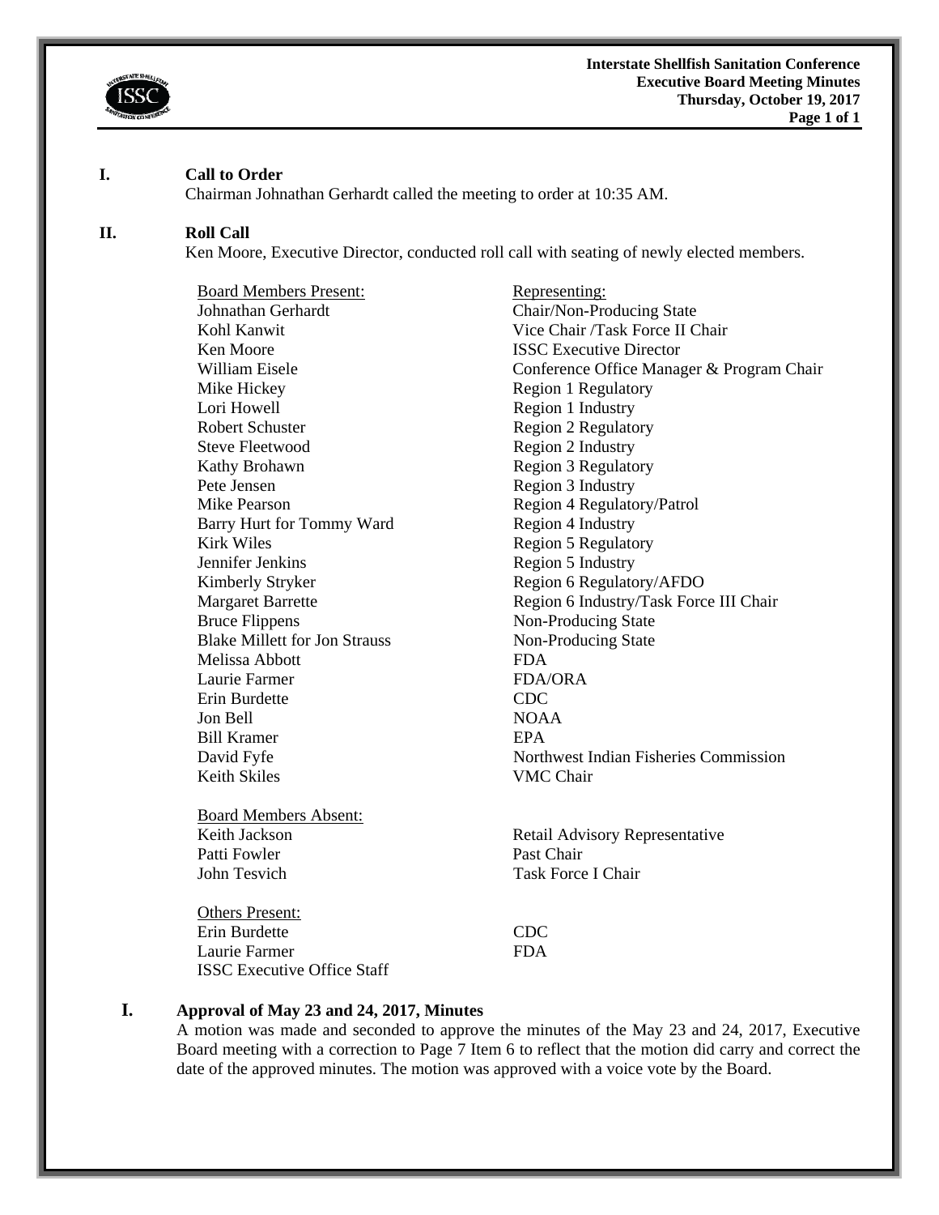**Interstate Shellfish Sanitation Conference**
**Executive Board Meeting Minutes**
**Thursday, October 19, 2017**

## I. Call to Order

Chairman Johnathan Gerhardt called the meeting to order at 10:35 AM.

## II. Roll Call

Ken Moore, Executive Director, conducted roll call with seating of newly elected members.

| Board Members Present: | Representing: |
|---|---|
| Johnathan Gerhardt | Chair/Non-Producing State |
| Kohl Kanwit | Vice Chair /Task Force II Chair |
| Ken Moore | ISSC Executive Director |
| William Eisele | Conference Office Manager & Program Chair |
| Mike Hickey | Region 1 Regulatory |
| Lori Howell | Region 1 Industry |
| Robert Schuster | Region 2 Regulatory |
| Steve Fleetwood | Region 2 Industry |
| Kathy Brohawn | Region 3 Regulatory |
| Pete Jensen | Region 3 Industry |
| Mike Pearson | Region 4 Regulatory/Patrol |
| Barry Hurt for Tommy Ward | Region 4 Industry |
| Kirk Wiles | Region 5 Regulatory |
| Jennifer Jenkins | Region 5 Industry |
| Kimberly Stryker | Region 6 Regulatory/AFDO |
| Margaret Barrette | Region 6 Industry/Task Force III Chair |
| Bruce Flippens | Non-Producing State |
| Blake Millett for Jon Strauss | Non-Producing State |
| Melissa Abbott | FDA |
| Laurie Farmer | FDA/ORA |
| Erin Burdette | CDC |
| Jon Bell | NOAA |
| Bill Kramer | EPA |
| David Fyfe | Northwest Indian Fisheries Commission |
| Keith Skiles | VMC Chair |

| Board Members Absent: | |
|---|---|
| Keith Jackson | Retail Advisory Representative |
| Patti Fowler | Past Chair |
| John Tesvich | Task Force I Chair |

| Others Present: | |
|---|---|
| Erin Burdette | CDC |
| Laurie Farmer | FDA |
| ISSC Executive Office Staff | |

## I. Approval of May 23 and 24, 2017, Minutes

A motion was made and seconded to approve the minutes of the May 23 and 24, 2017, Executive Board meeting with a correction to Page 7 Item 6 to reflect that the motion did carry and correct the date of the approved minutes. The motion was approved with a voice vote by the Board.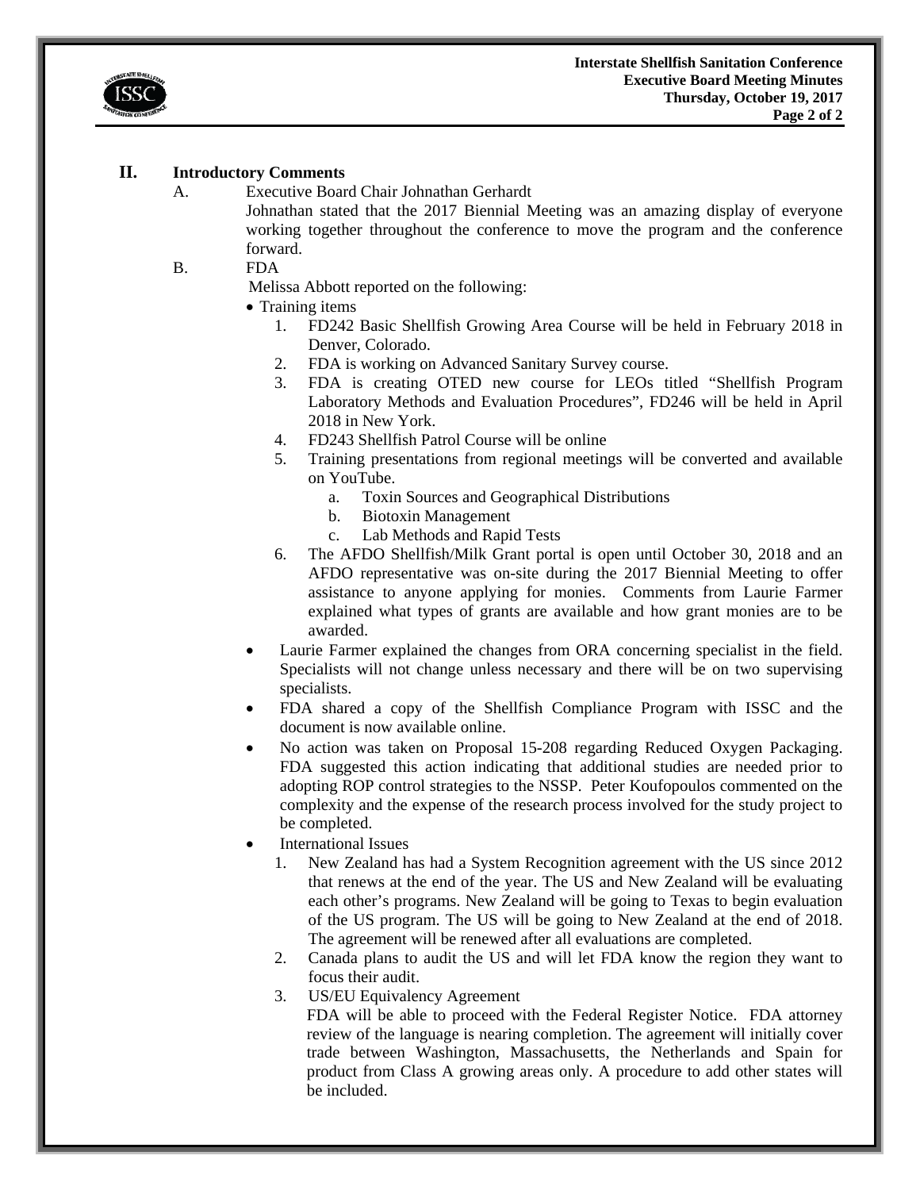## II. Introductory Comments

A. Executive Board Chair Johnathan Gerhardt

Johnathan stated that the 2017 Biennial Meeting was an amazing display of everyone working together throughout the conference to move the program and the conference forward.

B. FDA

Melissa Abbott reported on the following:

- Training items
  1. FD242 Basic Shellfish Growing Area Course will be held in February 2018 in Denver, Colorado.
  2. FDA is working on Advanced Sanitary Survey course.
  3. FDA is creating OTED new course for LEOs titled "Shellfish Program Laboratory Methods and Evaluation Procedures", FD246 will be held in April 2018 in New York.
  4. FD243 Shellfish Patrol Course will be online
  5. Training presentations from regional meetings will be converted and available on YouTube.
     a. Toxin Sources and Geographical Distributions
     b. Biotoxin Management
     c. Lab Methods and Rapid Tests
  6. The AFDO Shellfish/Milk Grant portal is open until October 30, 2018 and an AFDO representative was on-site during the 2017 Biennial Meeting to offer assistance to anyone applying for monies. Comments from Laurie Farmer explained what types of grants are available and how grant monies are to be awarded.
- Laurie Farmer explained the changes from ORA concerning specialist in the field. Specialists will not change unless necessary and there will be on two supervising specialists.
- FDA shared a copy of the Shellfish Compliance Program with ISSC and the document is now available online.
- No action was taken on Proposal 15-208 regarding Reduced Oxygen Packaging. FDA suggested this action indicating that additional studies are needed prior to adopting ROP control strategies to the NSSP. Peter Koufopoulos commented on the complexity and the expense of the research process involved for the study project to be completed.
- International Issues
  1. New Zealand has had a System Recognition agreement with the US since 2012 that renews at the end of the year. The US and New Zealand will be evaluating each other's programs. New Zealand will be going to Texas to begin evaluation of the US program. The US will be going to New Zealand at the end of 2018. The agreement will be renewed after all evaluations are completed.
  2. Canada plans to audit the US and will let FDA know the region they want to focus their audit.
  3. US/EU Equivalency Agreement

     FDA will be able to proceed with the Federal Register Notice. FDA attorney review of the language is nearing completion. The agreement will initially cover trade between Washington, Massachusetts, the Netherlands and Spain for product from Class A growing areas only. A procedure to add other states will be included.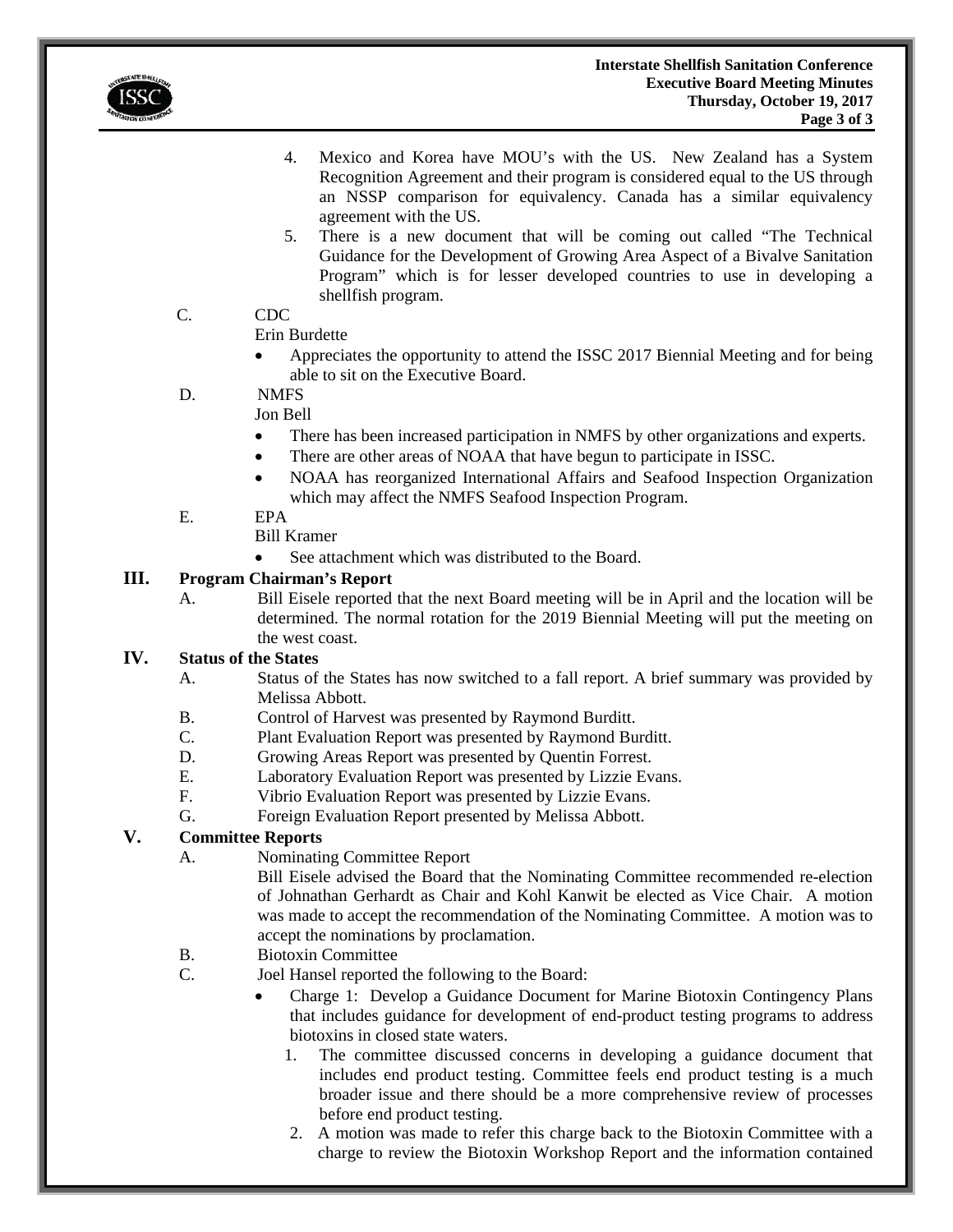4. Mexico and Korea have MOU's with the US. New Zealand has a System Recognition Agreement and their program is considered equal to the US through an NSSP comparison for equivalency. Canada has a similar equivalency agreement with the US.
5. There is a new document that will be coming out called "The Technical Guidance for the Development of Growing Area Aspect of a Bivalve Sanitation Program" which is for lesser developed countries to use in developing a shellfish program.

C. CDC

Erin Burdette

- Appreciates the opportunity to attend the ISSC 2017 Biennial Meeting and for being able to sit on the Executive Board.

D. NMFS

Jon Bell

- There has been increased participation in NMFS by other organizations and experts.
- There are other areas of NOAA that have begun to participate in ISSC.
- NOAA has reorganized International Affairs and Seafood Inspection Organization which may affect the NMFS Seafood Inspection Program.

E. EPA

Bill Kramer

- See attachment which was distributed to the Board.

## III. Program Chairman's Report

A. Bill Eisele reported that the next Board meeting will be in April and the location will be determined. The normal rotation for the 2019 Biennial Meeting will put the meeting on the west coast.

## IV. Status of the States

A. Status of the States has now switched to a fall report. A brief summary was provided by Melissa Abbott.

B. Control of Harvest was presented by Raymond Burditt.

C. Plant Evaluation Report was presented by Raymond Burditt.

D. Growing Areas Report was presented by Quentin Forrest.

E. Laboratory Evaluation Report was presented by Lizzie Evans.

F. Vibrio Evaluation Report was presented by Lizzie Evans.

G. Foreign Evaluation Report presented by Melissa Abbott.

## V. Committee Reports

A. Nominating Committee Report

Bill Eisele advised the Board that the Nominating Committee recommended re-election of Johnathan Gerhardt as Chair and Kohl Kanwit be elected as Vice Chair. A motion was made to accept the recommendation of the Nominating Committee. A motion was to accept the nominations by proclamation.

B. Biotoxin Committee

C. Joel Hansel reported the following to the Board:

- Charge 1: Develop a Guidance Document for Marine Biotoxin Contingency Plans that includes guidance for development of end-product testing programs to address biotoxins in closed state waters.
  1. The committee discussed concerns in developing a guidance document that includes end product testing. Committee feels end product testing is a much broader issue and there should be a more comprehensive review of processes before end product testing.
  2. A motion was made to refer this charge back to the Biotoxin Committee with a charge to review the Biotoxin Workshop Report and the information contained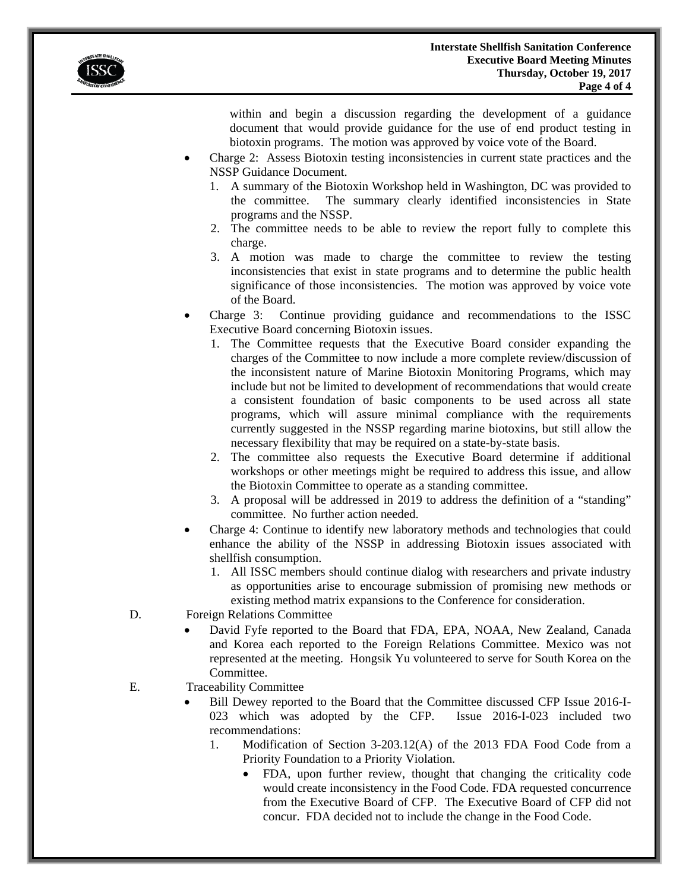within and begin a discussion regarding the development of a guidance document that would provide guidance for the use of end product testing in biotoxin programs. The motion was approved by voice vote of the Board.

- Charge 2: Assess Biotoxin testing inconsistencies in current state practices and the NSSP Guidance Document.
  1. A summary of the Biotoxin Workshop held in Washington, DC was provided to the committee. The summary clearly identified inconsistencies in State programs and the NSSP.
  2. The committee needs to be able to review the report fully to complete this charge.
  3. A motion was made to charge the committee to review the testing inconsistencies that exist in state programs and to determine the public health significance of those inconsistencies. The motion was approved by voice vote of the Board.
- Charge 3: Continue providing guidance and recommendations to the ISSC Executive Board concerning Biotoxin issues.
  1. The Committee requests that the Executive Board consider expanding the charges of the Committee to now include a more complete review/discussion of the inconsistent nature of Marine Biotoxin Monitoring Programs, which may include but not be limited to development of recommendations that would create a consistent foundation of basic components to be used across all state programs, which will assure minimal compliance with the requirements currently suggested in the NSSP regarding marine biotoxins, but still allow the necessary flexibility that may be required on a state-by-state basis.
  2. The committee also requests the Executive Board determine if additional workshops or other meetings might be required to address this issue, and allow the Biotoxin Committee to operate as a standing committee.
  3. A proposal will be addressed in 2019 to address the definition of a "standing" committee. No further action needed.
- Charge 4: Continue to identify new laboratory methods and technologies that could enhance the ability of the NSSP in addressing Biotoxin issues associated with shellfish consumption.
  1. All ISSC members should continue dialog with researchers and private industry as opportunities arise to encourage submission of promising new methods or existing method matrix expansions to the Conference for consideration.

D. Foreign Relations Committee

- David Fyfe reported to the Board that FDA, EPA, NOAA, New Zealand, Canada and Korea each reported to the Foreign Relations Committee. Mexico was not represented at the meeting. Hongsik Yu volunteered to serve for South Korea on the Committee.

E. Traceability Committee

- Bill Dewey reported to the Board that the Committee discussed CFP Issue 2016-I-023 which was adopted by the CFP. Issue 2016-I-023 included two recommendations:
  1. Modification of Section 3-203.12(A) of the 2013 FDA Food Code from a Priority Foundation to a Priority Violation.
     - FDA, upon further review, thought that changing the criticality code would create inconsistency in the Food Code. FDA requested concurrence from the Executive Board of CFP. The Executive Board of CFP did not concur. FDA decided not to include the change in the Food Code.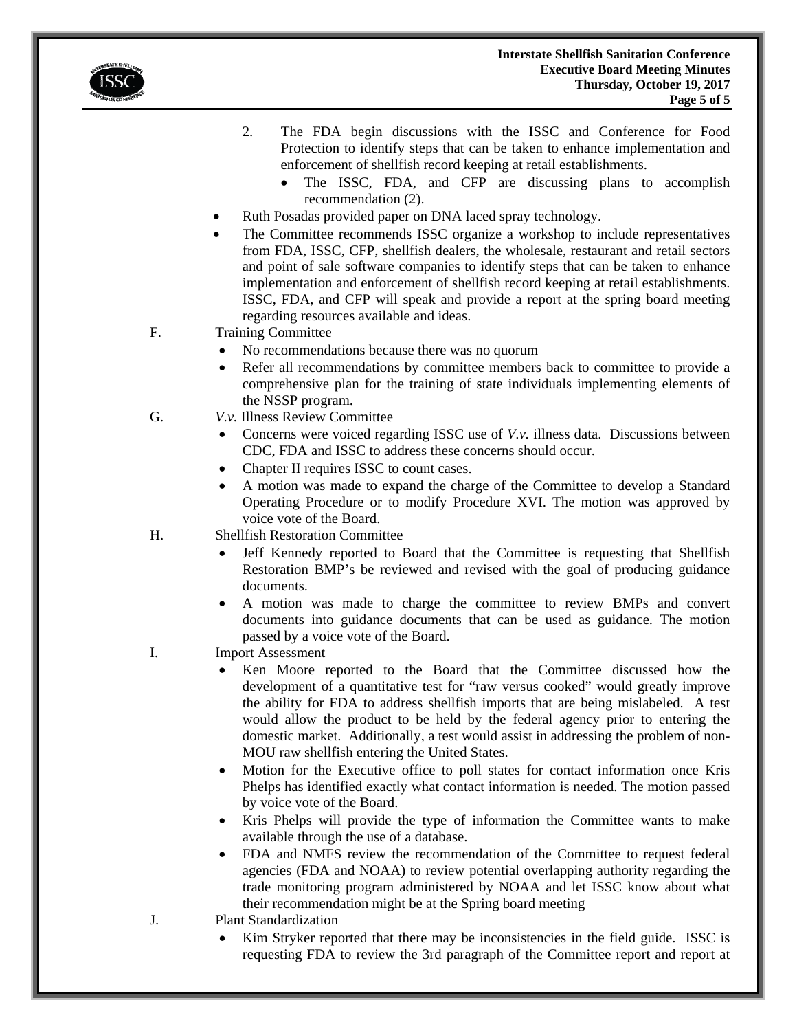2. The FDA begin discussions with the ISSC and Conference for Food Protection to identify steps that can be taken to enhance implementation and enforcement of shellfish record keeping at retail establishments.
    - The ISSC, FDA, and CFP are discussing plans to accomplish recommendation (2).

- Ruth Posadas provided paper on DNA laced spray technology.
- The Committee recommends ISSC organize a workshop to include representatives from FDA, ISSC, CFP, shellfish dealers, the wholesale, restaurant and retail sectors and point of sale software companies to identify steps that can be taken to enhance implementation and enforcement of shellfish record keeping at retail establishments. ISSC, FDA, and CFP will speak and provide a report at the spring board meeting regarding resources available and ideas.

F. Training Committee

- No recommendations because there was no quorum
- Refer all recommendations by committee members back to committee to provide a comprehensive plan for the training of state individuals implementing elements of the NSSP program.

G. *V.v.* Illness Review Committee

- Concerns were voiced regarding ISSC use of *V.v.* illness data. Discussions between CDC, FDA and ISSC to address these concerns should occur.
- Chapter II requires ISSC to count cases.
- A motion was made to expand the charge of the Committee to develop a Standard Operating Procedure or to modify Procedure XVI. The motion was approved by voice vote of the Board.

H. Shellfish Restoration Committee

- Jeff Kennedy reported to Board that the Committee is requesting that Shellfish Restoration BMP's be reviewed and revised with the goal of producing guidance documents.
- A motion was made to charge the committee to review BMPs and convert documents into guidance documents that can be used as guidance. The motion passed by a voice vote of the Board.

I. Import Assessment

- Ken Moore reported to the Board that the Committee discussed how the development of a quantitative test for "raw versus cooked" would greatly improve the ability for FDA to address shellfish imports that are being mislabeled. A test would allow the product to be held by the federal agency prior to entering the domestic market. Additionally, a test would assist in addressing the problem of non-MOU raw shellfish entering the United States.
- Motion for the Executive office to poll states for contact information once Kris Phelps has identified exactly what contact information is needed. The motion passed by voice vote of the Board.
- Kris Phelps will provide the type of information the Committee wants to make available through the use of a database.
- FDA and NMFS review the recommendation of the Committee to request federal agencies (FDA and NOAA) to review potential overlapping authority regarding the trade monitoring program administered by NOAA and let ISSC know about what their recommendation might be at the Spring board meeting

J. Plant Standardization

- Kim Stryker reported that there may be inconsistencies in the field guide. ISSC is requesting FDA to review the 3rd paragraph of the Committee report and report at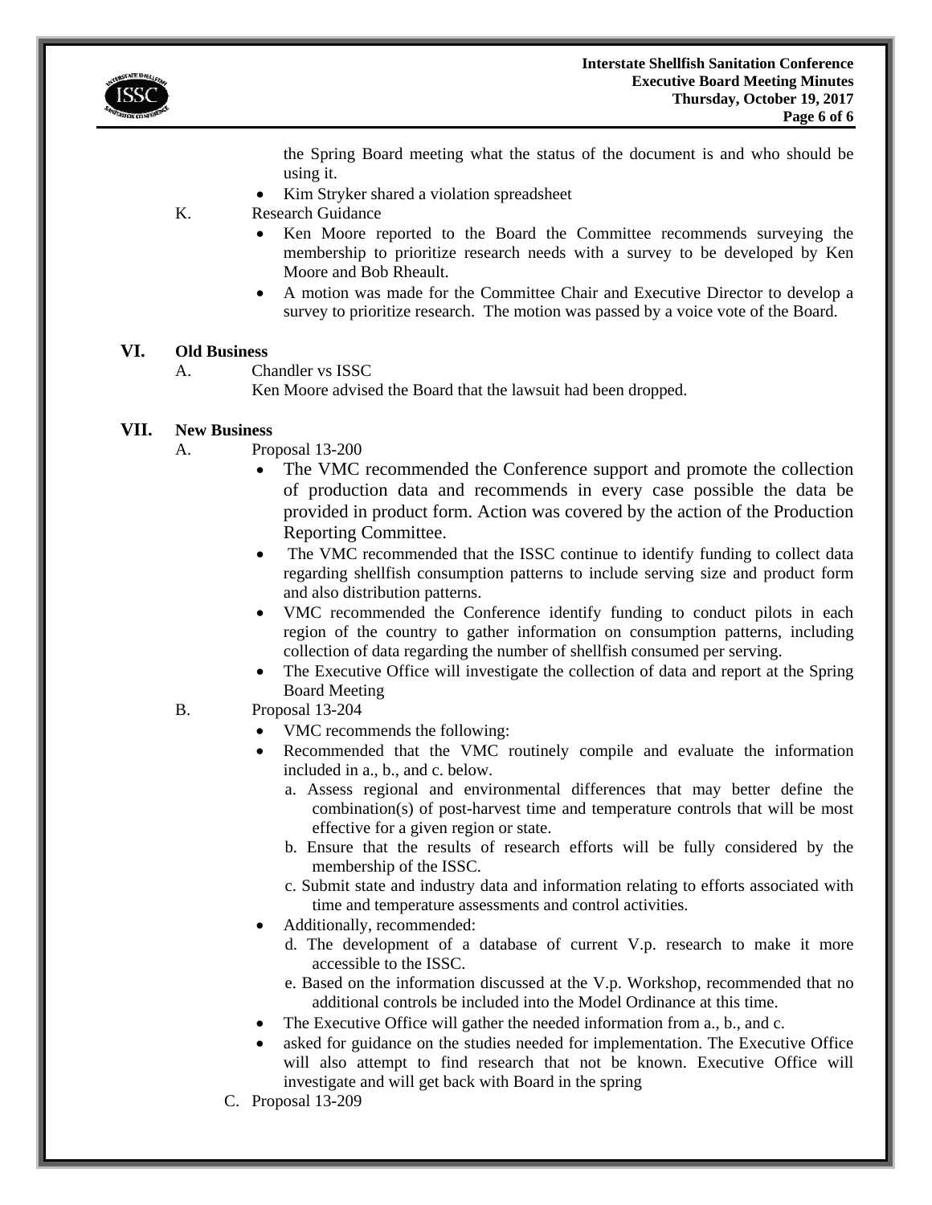the Spring Board meeting what the status of the document is and who should be using it.

- Kim Stryker shared a violation spreadsheet

K. Research Guidance

- Ken Moore reported to the Board the Committee recommends surveying the membership to prioritize research needs with a survey to be developed by Ken Moore and Bob Rheault.
- A motion was made for the Committee Chair and Executive Director to develop a survey to prioritize research. The motion was passed by a voice vote of the Board.

## VI. Old Business

A. Chandler vs ISSC

Ken Moore advised the Board that the lawsuit had been dropped.

## VII. New Business

A. Proposal 13-200

- The VMC recommended the Conference support and promote the collection of production data and recommends in every case possible the data be provided in product form. Action was covered by the action of the Production Reporting Committee.
- The VMC recommended that the ISSC continue to identify funding to collect data regarding shellfish consumption patterns to include serving size and product form and also distribution patterns.
- VMC recommended the Conference identify funding to conduct pilots in each region of the country to gather information on consumption patterns, including collection of data regarding the number of shellfish consumed per serving.
- The Executive Office will investigate the collection of data and report at the Spring Board Meeting

B. Proposal 13-204

- VMC recommends the following:
- Recommended that the VMC routinely compile and evaluate the information included in a., b., and c. below.
  - a. Assess regional and environmental differences that may better define the combination(s) of post-harvest time and temperature controls that will be most effective for a given region or state.
  - b. Ensure that the results of research efforts will be fully considered by the membership of the ISSC.
  - c. Submit state and industry data and information relating to efforts associated with time and temperature assessments and control activities.
- Additionally, recommended:
  - d. The development of a database of current V.p. research to make it more accessible to the ISSC.
  - e. Based on the information discussed at the V.p. Workshop, recommended that no additional controls be included into the Model Ordinance at this time.
- The Executive Office will gather the needed information from a., b., and c.
- asked for guidance on the studies needed for implementation. The Executive Office will also attempt to find research that not be known. Executive Office will investigate and will get back with Board in the spring

C. Proposal 13-209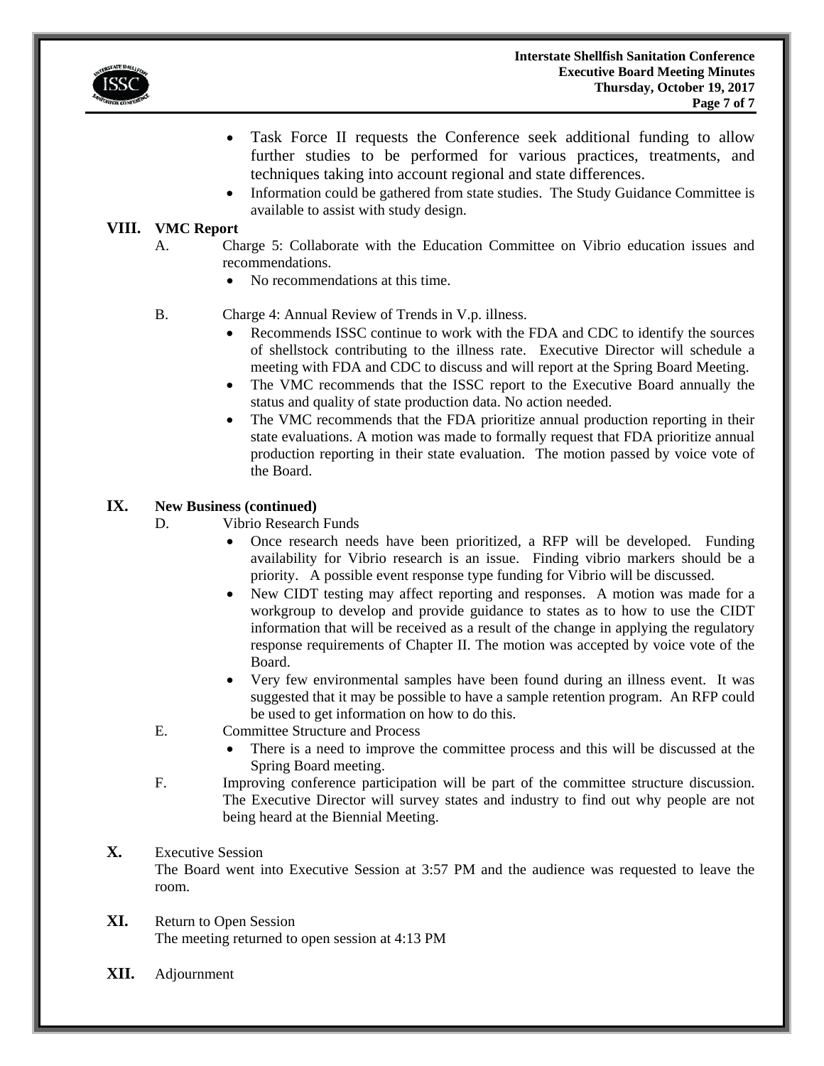- Task Force II requests the Conference seek additional funding to allow further studies to be performed for various practices, treatments, and techniques taking into account regional and state differences.
- Information could be gathered from state studies. The Study Guidance Committee is available to assist with study design.

## VIII. VMC Report

A. Charge 5: Collaborate with the Education Committee on Vibrio education issues and recommendations.

- No recommendations at this time.

B. Charge 4: Annual Review of Trends in V.p. illness.

- Recommends ISSC continue to work with the FDA and CDC to identify the sources of shellstock contributing to the illness rate. Executive Director will schedule a meeting with FDA and CDC to discuss and will report at the Spring Board Meeting.
- The VMC recommends that the ISSC report to the Executive Board annually the status and quality of state production data. No action needed.
- The VMC recommends that the FDA prioritize annual production reporting in their state evaluations. A motion was made to formally request that FDA prioritize annual production reporting in their state evaluation. The motion passed by voice vote of the Board.

## IX. New Business (continued)

D. Vibrio Research Funds

- Once research needs have been prioritized, a RFP will be developed. Funding availability for Vibrio research is an issue. Finding vibrio markers should be a priority. A possible event response type funding for Vibrio will be discussed.
- New CIDT testing may affect reporting and responses. A motion was made for a workgroup to develop and provide guidance to states as to how to use the CIDT information that will be received as a result of the change in applying the regulatory response requirements of Chapter II. The motion was accepted by voice vote of the Board.
- Very few environmental samples have been found during an illness event. It was suggested that it may be possible to have a sample retention program. An RFP could be used to get information on how to do this.

E. Committee Structure and Process

- There is a need to improve the committee process and this will be discussed at the Spring Board meeting.

F. Improving conference participation will be part of the committee structure discussion. The Executive Director will survey states and industry to find out why people are not being heard at the Biennial Meeting.

## X. Executive Session

The Board went into Executive Session at 3:57 PM and the audience was requested to leave the room.

## XI. Return to Open Session

The meeting returned to open session at 4:13 PM

## XII. Adjournment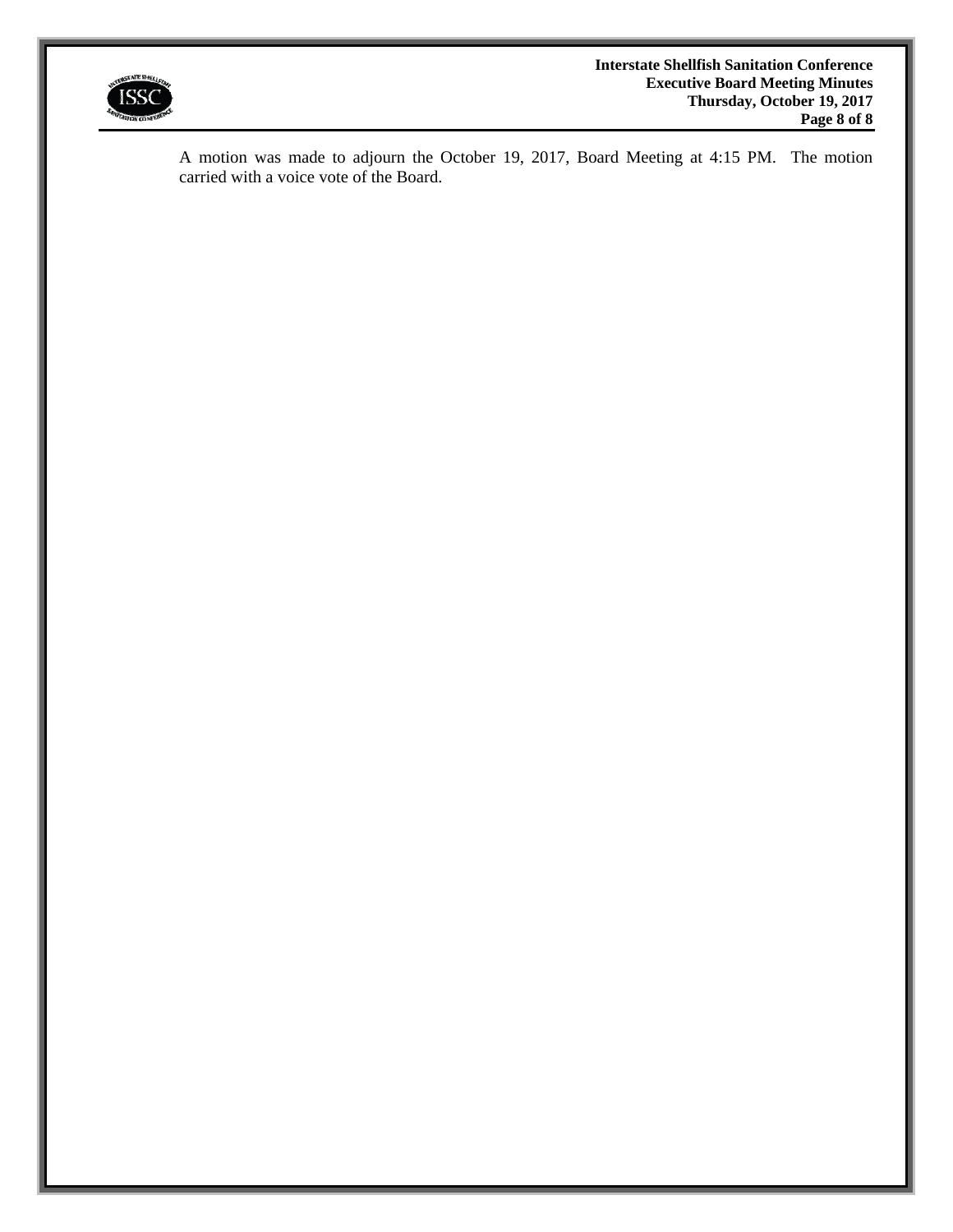A motion was made to adjourn the October 19, 2017, Board Meeting at 4:15 PM. The motion carried with a voice vote of the Board.